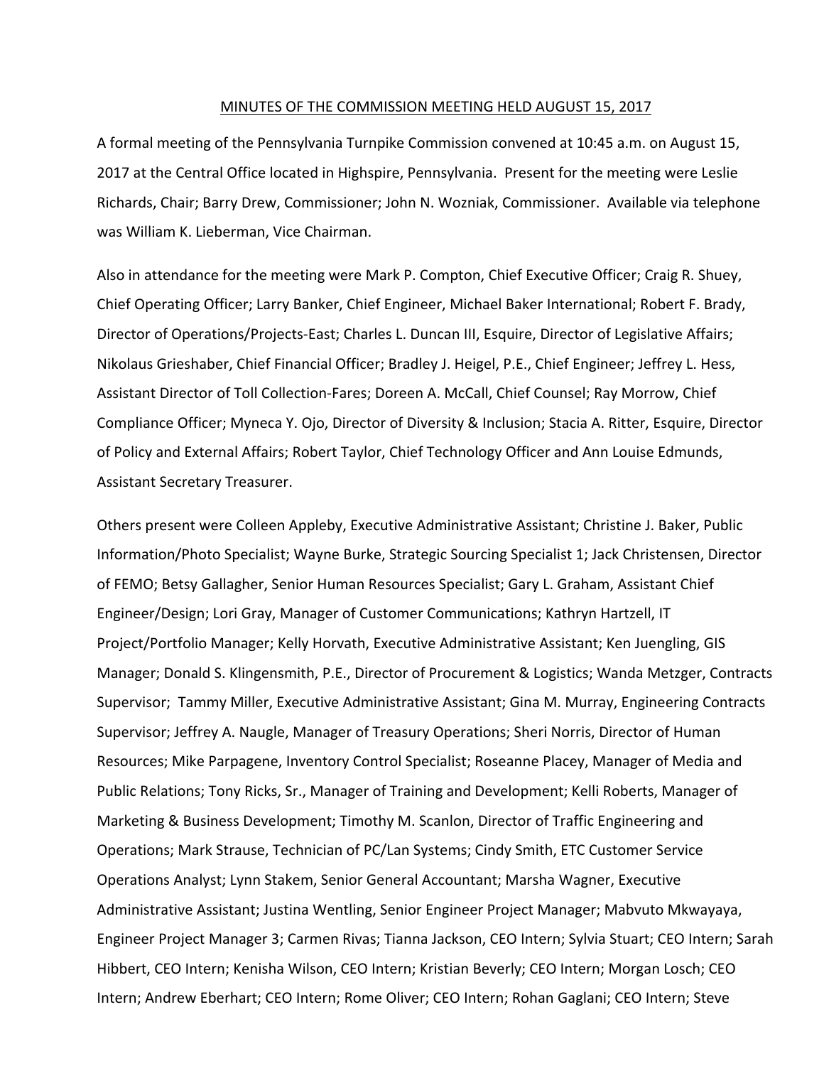## MINUTES OF THE COMMISSION MEETING HELD AUGUST 15, 2017

A formal meeting of the Pennsylvania Turnpike Commission convened at 10:45 a.m. on August 15, 2017 at the Central Office located in Highspire, Pennsylvania. Present for the meeting were Leslie Richards, Chair; Barry Drew, Commissioner; John N. Wozniak, Commissioner. Available via telephone was William K. Lieberman, Vice Chairman.

Also in attendance for the meeting were Mark P. Compton, Chief Executive Officer; Craig R. Shuey, Chief Operating Officer; Larry Banker, Chief Engineer, Michael Baker International; Robert F. Brady, Director of Operations/Projects-East; Charles L. Duncan III, Esquire, Director of Legislative Affairs; Nikolaus Grieshaber, Chief Financial Officer; Bradley J. Heigel, P.E., Chief Engineer; Jeffrey L. Hess, Assistant Director of Toll Collection-Fares; Doreen A. McCall, Chief Counsel; Ray Morrow, Chief Compliance Officer; Myneca Y. Ojo, Director of Diversity & Inclusion; Stacia A. Ritter, Esquire, Director of Policy and External Affairs; Robert Taylor, Chief Technology Officer and Ann Louise Edmunds, Assistant Secretary Treasurer.

Others present were Colleen Appleby, Executive Administrative Assistant; Christine J. Baker, Public Information/Photo Specialist; Wayne Burke, Strategic Sourcing Specialist 1; Jack Christensen, Director of FEMO; Betsy Gallagher, Senior Human Resources Specialist; Gary L. Graham, Assistant Chief Engineer/Design; Lori Gray, Manager of Customer Communications; Kathryn Hartzell, IT Project/Portfolio Manager; Kelly Horvath, Executive Administrative Assistant; Ken Juengling, GIS Manager; Donald S. Klingensmith, P.E., Director of Procurement & Logistics; Wanda Metzger, Contracts Supervisor; Tammy Miller, Executive Administrative Assistant; Gina M. Murray, Engineering Contracts Supervisor; Jeffrey A. Naugle, Manager of Treasury Operations; Sheri Norris, Director of Human Resources; Mike Parpagene, Inventory Control Specialist; Roseanne Placey, Manager of Media and Public Relations; Tony Ricks, Sr., Manager of Training and Development; Kelli Roberts, Manager of Marketing & Business Development; Timothy M. Scanlon, Director of Traffic Engineering and Operations; Mark Strause, Technician of PC/Lan Systems; Cindy Smith, ETC Customer Service Operations Analyst; Lynn Stakem, Senior General Accountant; Marsha Wagner, Executive Administrative Assistant; Justina Wentling, Senior Engineer Project Manager; Mabvuto Mkwayaya, Engineer Project Manager 3; Carmen Rivas; Tianna Jackson, CEO Intern; Sylvia Stuart; CEO Intern; Sarah Hibbert, CEO Intern; Kenisha Wilson, CEO Intern; Kristian Beverly; CEO Intern; Morgan Losch; CEO Intern; Andrew Eberhart; CEO Intern; Rome Oliver; CEO Intern; Rohan Gaglani; CEO Intern; Steve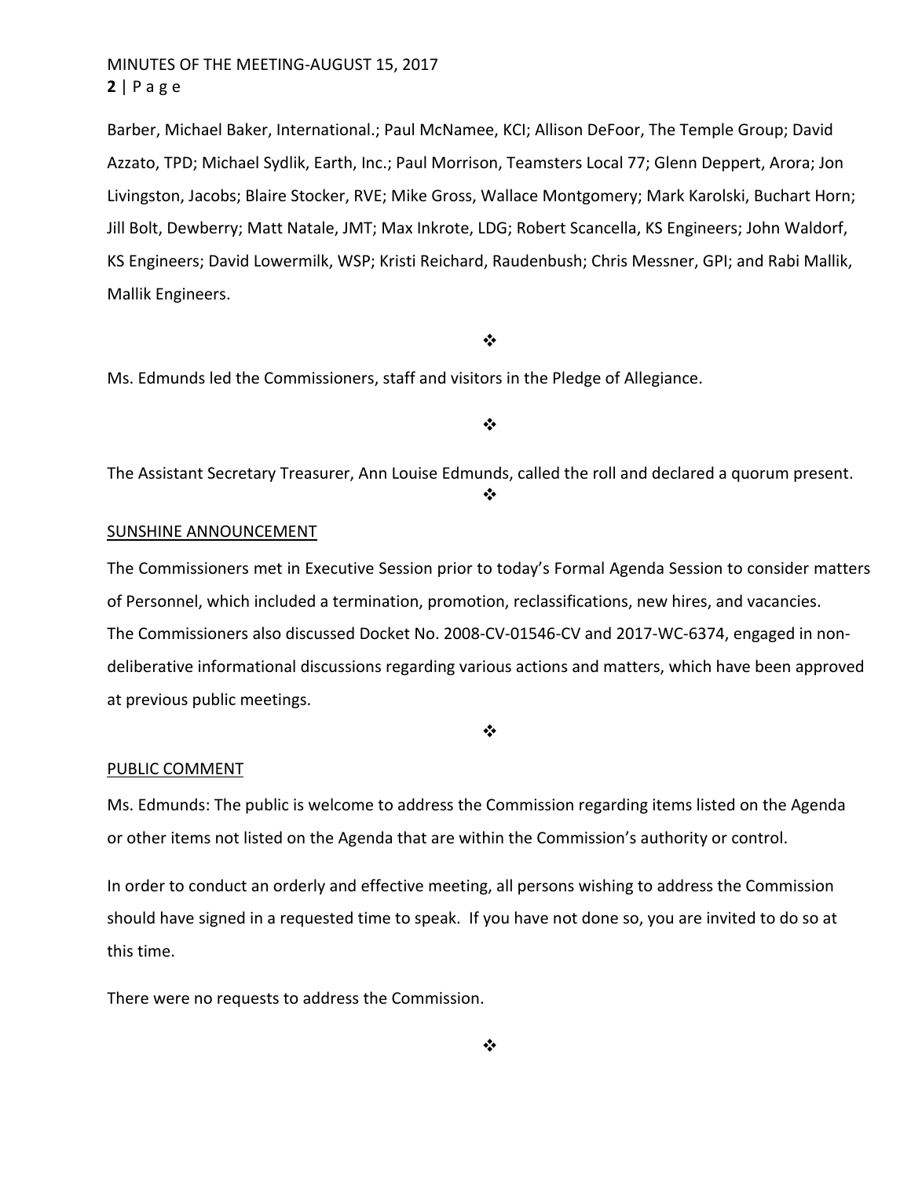Barber, Michael Baker, International.; Paul McNamee, KCI; Allison DeFoor, The Temple Group; David Azzato, TPD; Michael Sydlik, Earth, Inc.; Paul Morrison, Teamsters Local 77; Glenn Deppert, Arora; Jon Livingston, Jacobs; Blaire Stocker, RVE; Mike Gross, Wallace Montgomery; Mark Karolski, Buchart Horn; Jill Bolt, Dewberry; Matt Natale, JMT; Max Inkrote, LDG; Robert Scancella, KS Engineers; John Waldorf, KS Engineers; David Lowermilk, WSP; Kristi Reichard, Raudenbush; Chris Messner, GPI; and Rabi Mallik, Mallik Engineers.

❖

Ms. Edmunds led the Commissioners, staff and visitors in the Pledge of Allegiance.

❖

The Assistant Secretary Treasurer, Ann Louise Edmunds, called the roll and declared a quorum present.

❖

SUNSHINE ANNOUNCEMENT

The Commissioners met in Executive Session prior to today's Formal Agenda Session to consider matters of Personnel, which included a termination, promotion, reclassifications, new hires, and vacancies. The Commissioners also discussed Docket No. 2008-CV-01546-CV and 2017-WC-6374, engaged in non-deliberative informational discussions regarding various actions and matters, which have been approved at previous public meetings.

❖

PUBLIC COMMENT

Ms. Edmunds: The public is welcome to address the Commission regarding items listed on the Agenda or other items not listed on the Agenda that are within the Commission's authority or control.

In order to conduct an orderly and effective meeting, all persons wishing to address the Commission should have signed in a requested time to speak. If you have not done so, you are invited to do so at this time.

There were no requests to address the Commission.

❖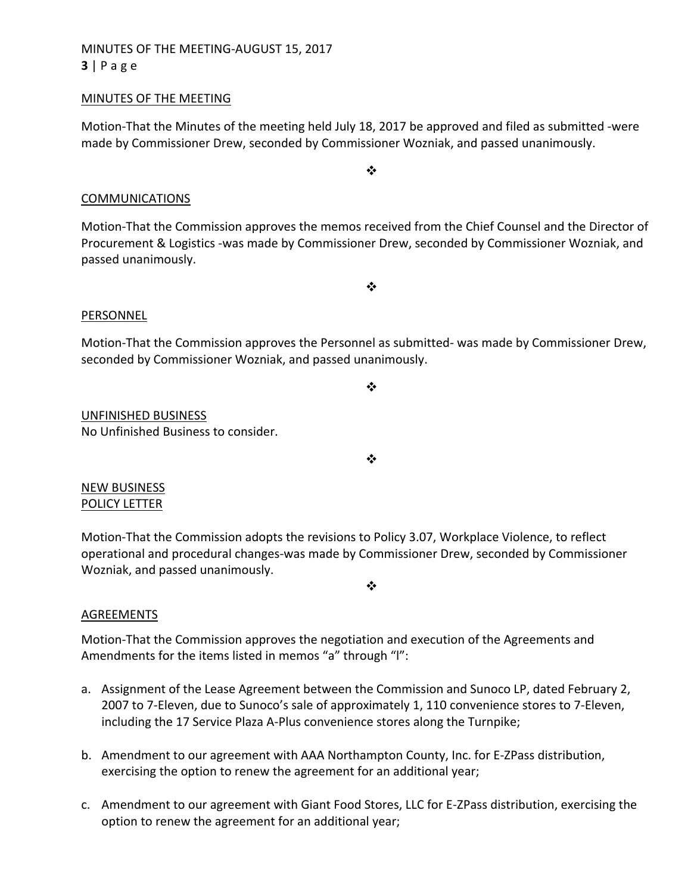## MINUTES OF THE MEETING

Motion-That the Minutes of the meeting held July 18, 2017 be approved and filed as submitted -were made by Commissioner Drew, seconded by Commissioner Wozniak, and passed unanimously.

❖

## COMMUNICATIONS

Motion-That the Commission approves the memos received from the Chief Counsel and the Director of Procurement & Logistics -was made by Commissioner Drew, seconded by Commissioner Wozniak, and passed unanimously.

❖

## PERSONNEL

Motion-That the Commission approves the Personnel as submitted- was made by Commissioner Drew, seconded by Commissioner Wozniak, and passed unanimously.

❖

## UNFINISHED BUSINESS

No Unfinished Business to consider.

❖

## NEW BUSINESS

## POLICY LETTER

Motion-That the Commission adopts the revisions to Policy 3.07, Workplace Violence, to reflect operational and procedural changes-was made by Commissioner Drew, seconded by Commissioner Wozniak, and passed unanimously.

❖

## AGREEMENTS

Motion-That the Commission approves the negotiation and execution of the Agreements and Amendments for the items listed in memos "a" through "l":

a. Assignment of the Lease Agreement between the Commission and Sunoco LP, dated February 2, 2007 to 7-Eleven, due to Sunoco's sale of approximately 1, 110 convenience stores to 7-Eleven, including the 17 Service Plaza A-Plus convenience stores along the Turnpike;

b. Amendment to our agreement with AAA Northampton County, Inc. for E-ZPass distribution, exercising the option to renew the agreement for an additional year;

c. Amendment to our agreement with Giant Food Stores, LLC for E-ZPass distribution, exercising the option to renew the agreement for an additional year;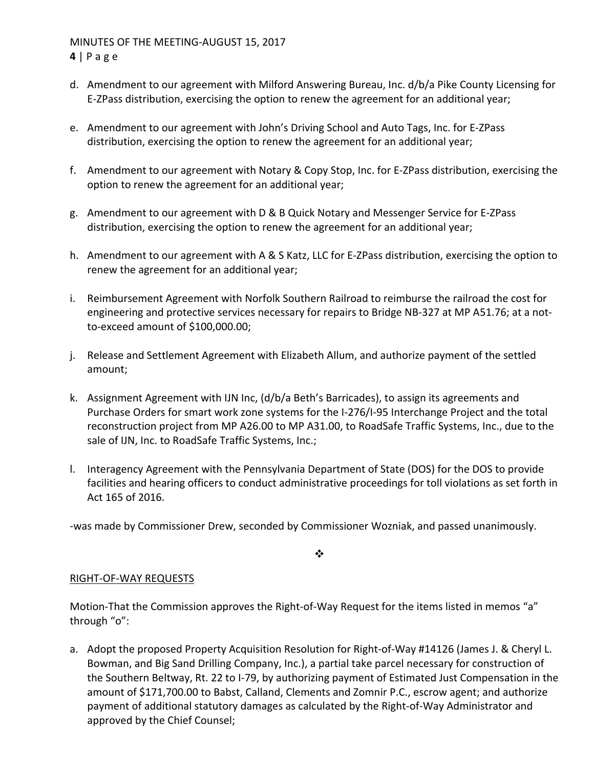d. Amendment to our agreement with Milford Answering Bureau, Inc. d/b/a Pike County Licensing for E-ZPass distribution, exercising the option to renew the agreement for an additional year;

e. Amendment to our agreement with John's Driving School and Auto Tags, Inc. for E-ZPass distribution, exercising the option to renew the agreement for an additional year;

f. Amendment to our agreement with Notary & Copy Stop, Inc. for E-ZPass distribution, exercising the option to renew the agreement for an additional year;

g. Amendment to our agreement with D & B Quick Notary and Messenger Service for E-ZPass distribution, exercising the option to renew the agreement for an additional year;

h. Amendment to our agreement with A & S Katz, LLC for E-ZPass distribution, exercising the option to renew the agreement for an additional year;

i. Reimbursement Agreement with Norfolk Southern Railroad to reimburse the railroad the cost for engineering and protective services necessary for repairs to Bridge NB-327 at MP A51.76; at a not-to-exceed amount of $100,000.00;

j. Release and Settlement Agreement with Elizabeth Allum, and authorize payment of the settled amount;

k. Assignment Agreement with IJN Inc, (d/b/a Beth's Barricades), to assign its agreements and Purchase Orders for smart work zone systems for the I-276/I-95 Interchange Project and the total reconstruction project from MP A26.00 to MP A31.00, to RoadSafe Traffic Systems, Inc., due to the sale of IJN, Inc. to RoadSafe Traffic Systems, Inc.;

l. Interagency Agreement with the Pennsylvania Department of State (DOS) for the DOS to provide facilities and hearing officers to conduct administrative proceedings for toll violations as set forth in Act 165 of 2016.

-was made by Commissioner Drew, seconded by Commissioner Wozniak, and passed unanimously.

❖

RIGHT-OF-WAY REQUESTS

Motion-That the Commission approves the Right-of-Way Request for the items listed in memos "a" through "o":

a. Adopt the proposed Property Acquisition Resolution for Right-of-Way #14126 (James J. & Cheryl L. Bowman, and Big Sand Drilling Company, Inc.), a partial take parcel necessary for construction of the Southern Beltway, Rt. 22 to I-79, by authorizing payment of Estimated Just Compensation in the amount of $171,700.00 to Babst, Calland, Clements and Zomnir P.C., escrow agent; and authorize payment of additional statutory damages as calculated by the Right-of-Way Administrator and approved by the Chief Counsel;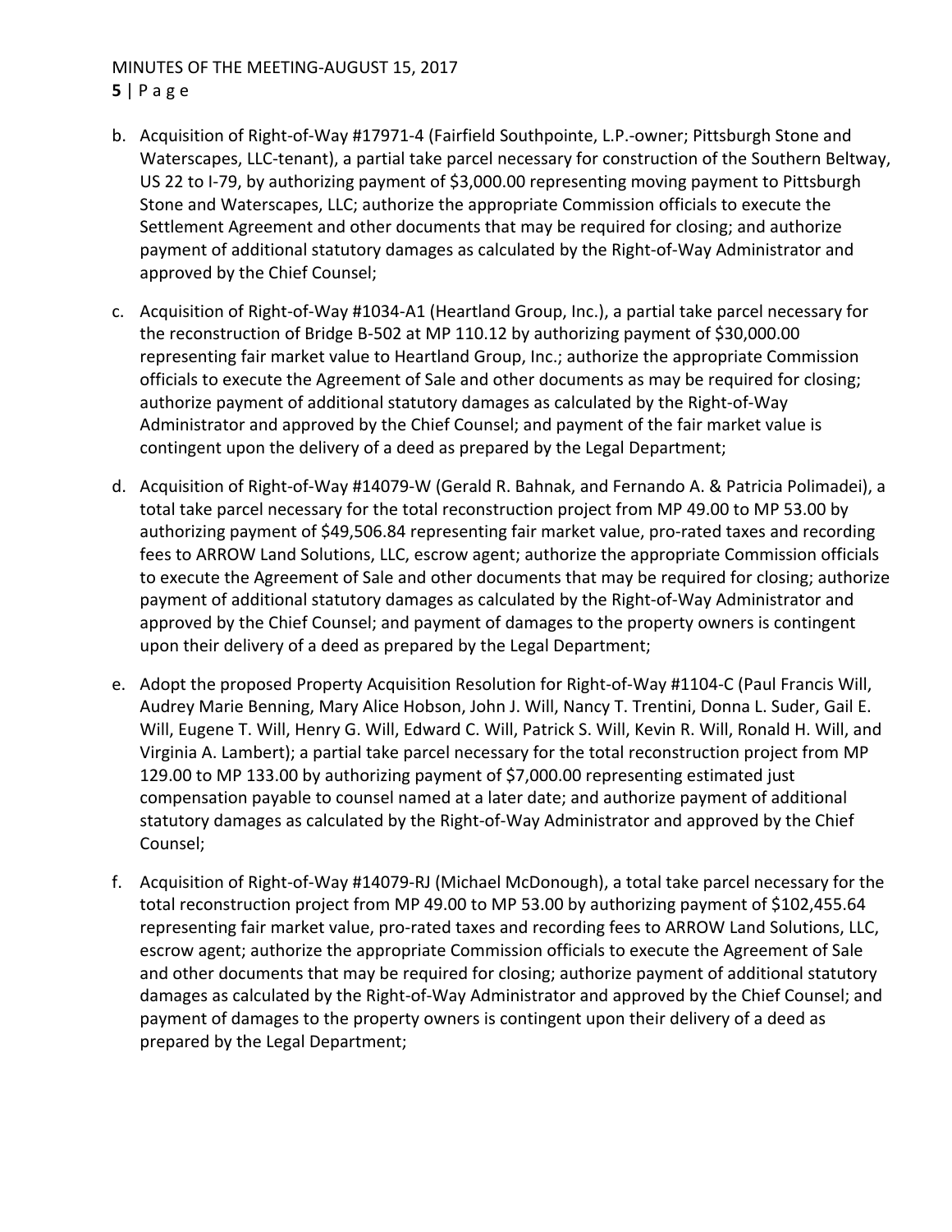b. Acquisition of Right-of-Way #17971-4 (Fairfield Southpointe, L.P.-owner; Pittsburgh Stone and Waterscapes, LLC-tenant), a partial take parcel necessary for construction of the Southern Beltway, US 22 to I-79, by authorizing payment of $3,000.00 representing moving payment to Pittsburgh Stone and Waterscapes, LLC; authorize the appropriate Commission officials to execute the Settlement Agreement and other documents that may be required for closing; and authorize payment of additional statutory damages as calculated by the Right-of-Way Administrator and approved by the Chief Counsel;

c. Acquisition of Right-of-Way #1034-A1 (Heartland Group, Inc.), a partial take parcel necessary for the reconstruction of Bridge B-502 at MP 110.12 by authorizing payment of $30,000.00 representing fair market value to Heartland Group, Inc.; authorize the appropriate Commission officials to execute the Agreement of Sale and other documents as may be required for closing; authorize payment of additional statutory damages as calculated by the Right-of-Way Administrator and approved by the Chief Counsel; and payment of the fair market value is contingent upon the delivery of a deed as prepared by the Legal Department;

d. Acquisition of Right-of-Way #14079-W (Gerald R. Bahnak, and Fernando A. & Patricia Polimadei), a total take parcel necessary for the total reconstruction project from MP 49.00 to MP 53.00 by authorizing payment of $49,506.84 representing fair market value, pro-rated taxes and recording fees to ARROW Land Solutions, LLC, escrow agent; authorize the appropriate Commission officials to execute the Agreement of Sale and other documents that may be required for closing; authorize payment of additional statutory damages as calculated by the Right-of-Way Administrator and approved by the Chief Counsel; and payment of damages to the property owners is contingent upon their delivery of a deed as prepared by the Legal Department;

e. Adopt the proposed Property Acquisition Resolution for Right-of-Way #1104-C (Paul Francis Will, Audrey Marie Benning, Mary Alice Hobson, John J. Will, Nancy T. Trentini, Donna L. Suder, Gail E. Will, Eugene T. Will, Henry G. Will, Edward C. Will, Patrick S. Will, Kevin R. Will, Ronald H. Will, and Virginia A. Lambert); a partial take parcel necessary for the total reconstruction project from MP 129.00 to MP 133.00 by authorizing payment of $7,000.00 representing estimated just compensation payable to counsel named at a later date; and authorize payment of additional statutory damages as calculated by the Right-of-Way Administrator and approved by the Chief Counsel;

f. Acquisition of Right-of-Way #14079-RJ (Michael McDonough), a total take parcel necessary for the total reconstruction project from MP 49.00 to MP 53.00 by authorizing payment of $102,455.64 representing fair market value, pro-rated taxes and recording fees to ARROW Land Solutions, LLC, escrow agent; authorize the appropriate Commission officials to execute the Agreement of Sale and other documents that may be required for closing; authorize payment of additional statutory damages as calculated by the Right-of-Way Administrator and approved by the Chief Counsel; and payment of damages to the property owners is contingent upon their delivery of a deed as prepared by the Legal Department;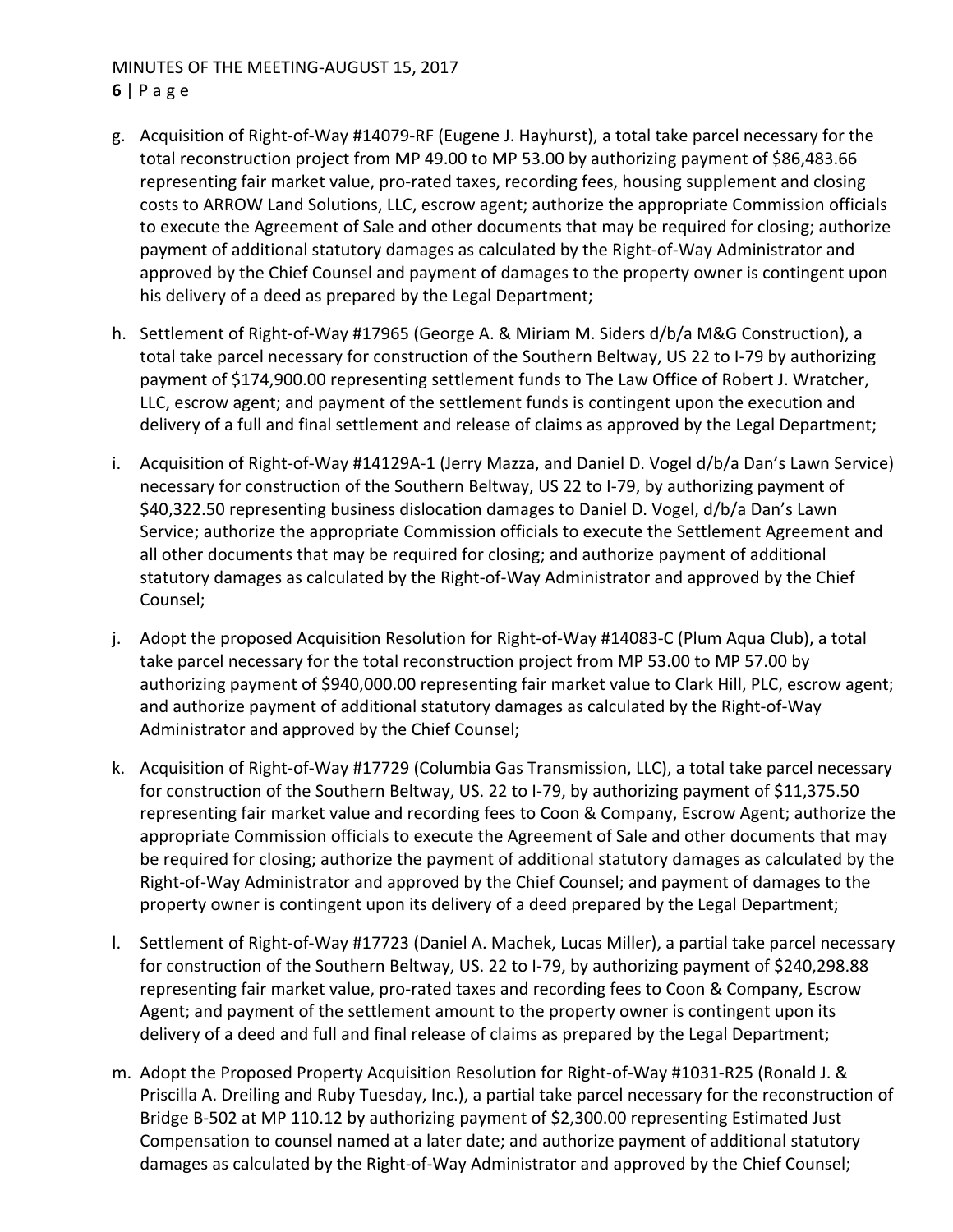g. Acquisition of Right-of-Way #14079-RF (Eugene J. Hayhurst), a total take parcel necessary for the total reconstruction project from MP 49.00 to MP 53.00 by authorizing payment of $86,483.66 representing fair market value, pro-rated taxes, recording fees, housing supplement and closing costs to ARROW Land Solutions, LLC, escrow agent; authorize the appropriate Commission officials to execute the Agreement of Sale and other documents that may be required for closing; authorize payment of additional statutory damages as calculated by the Right-of-Way Administrator and approved by the Chief Counsel and payment of damages to the property owner is contingent upon his delivery of a deed as prepared by the Legal Department;

h. Settlement of Right-of-Way #17965 (George A. & Miriam M. Siders d/b/a M&G Construction), a total take parcel necessary for construction of the Southern Beltway, US 22 to I-79 by authorizing payment of $174,900.00 representing settlement funds to The Law Office of Robert J. Wratcher, LLC, escrow agent; and payment of the settlement funds is contingent upon the execution and delivery of a full and final settlement and release of claims as approved by the Legal Department;

i. Acquisition of Right-of-Way #14129A-1 (Jerry Mazza, and Daniel D. Vogel d/b/a Dan's Lawn Service) necessary for construction of the Southern Beltway, US 22 to I-79, by authorizing payment of $40,322.50 representing business dislocation damages to Daniel D. Vogel, d/b/a Dan's Lawn Service; authorize the appropriate Commission officials to execute the Settlement Agreement and all other documents that may be required for closing; and authorize payment of additional statutory damages as calculated by the Right-of-Way Administrator and approved by the Chief Counsel;

j. Adopt the proposed Acquisition Resolution for Right-of-Way #14083-C (Plum Aqua Club), a total take parcel necessary for the total reconstruction project from MP 53.00 to MP 57.00 by authorizing payment of $940,000.00 representing fair market value to Clark Hill, PLC, escrow agent; and authorize payment of additional statutory damages as calculated by the Right-of-Way Administrator and approved by the Chief Counsel;

k. Acquisition of Right-of-Way #17729 (Columbia Gas Transmission, LLC), a total take parcel necessary for construction of the Southern Beltway, US. 22 to I-79, by authorizing payment of $11,375.50 representing fair market value and recording fees to Coon & Company, Escrow Agent; authorize the appropriate Commission officials to execute the Agreement of Sale and other documents that may be required for closing; authorize the payment of additional statutory damages as calculated by the Right-of-Way Administrator and approved by the Chief Counsel; and payment of damages to the property owner is contingent upon its delivery of a deed prepared by the Legal Department;

l. Settlement of Right-of-Way #17723 (Daniel A. Machek, Lucas Miller), a partial take parcel necessary for construction of the Southern Beltway, US. 22 to I-79, by authorizing payment of $240,298.88 representing fair market value, pro-rated taxes and recording fees to Coon & Company, Escrow Agent; and payment of the settlement amount to the property owner is contingent upon its delivery of a deed and full and final release of claims as prepared by the Legal Department;

m. Adopt the Proposed Property Acquisition Resolution for Right-of-Way #1031-R25 (Ronald J. & Priscilla A. Dreiling and Ruby Tuesday, Inc.), a partial take parcel necessary for the reconstruction of Bridge B-502 at MP 110.12 by authorizing payment of $2,300.00 representing Estimated Just Compensation to counsel named at a later date; and authorize payment of additional statutory damages as calculated by the Right-of-Way Administrator and approved by the Chief Counsel;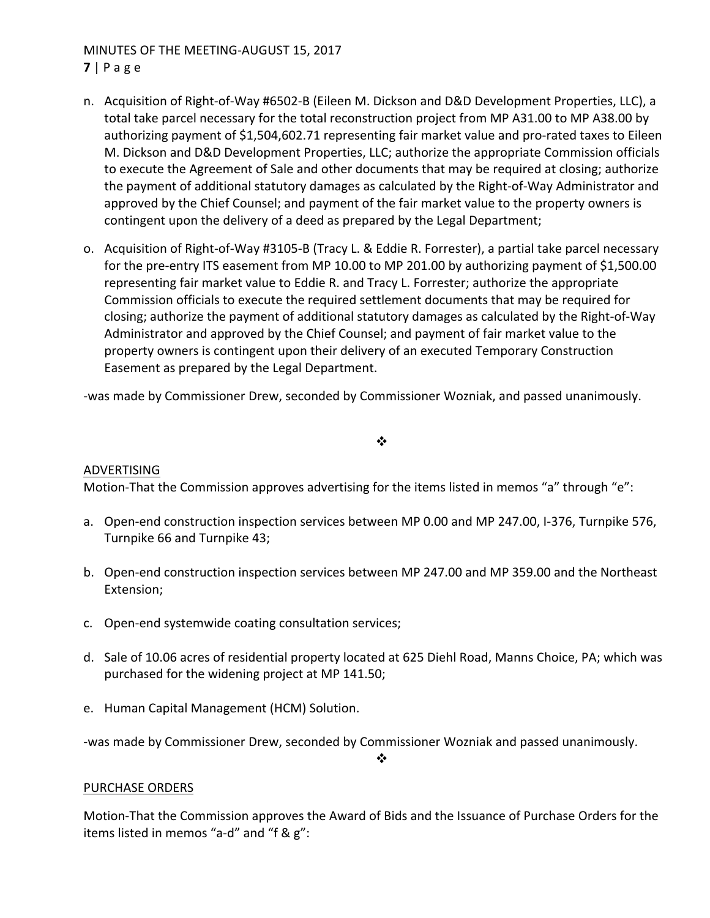n. Acquisition of Right-of-Way #6502-B (Eileen M. Dickson and D&D Development Properties, LLC), a total take parcel necessary for the total reconstruction project from MP A31.00 to MP A38.00 by authorizing payment of $1,504,602.71 representing fair market value and pro-rated taxes to Eileen M. Dickson and D&D Development Properties, LLC; authorize the appropriate Commission officials to execute the Agreement of Sale and other documents that may be required at closing; authorize the payment of additional statutory damages as calculated by the Right-of-Way Administrator and approved by the Chief Counsel; and payment of the fair market value to the property owners is contingent upon the delivery of a deed as prepared by the Legal Department;

o. Acquisition of Right-of-Way #3105-B (Tracy L. & Eddie R. Forrester), a partial take parcel necessary for the pre-entry ITS easement from MP 10.00 to MP 201.00 by authorizing payment of $1,500.00 representing fair market value to Eddie R. and Tracy L. Forrester; authorize the appropriate Commission officials to execute the required settlement documents that may be required for closing; authorize the payment of additional statutory damages as calculated by the Right-of-Way Administrator and approved by the Chief Counsel; and payment of fair market value to the property owners is contingent upon their delivery of an executed Temporary Construction Easement as prepared by the Legal Department.

-was made by Commissioner Drew, seconded by Commissioner Wozniak, and passed unanimously.

❖

ADVERTISING

Motion-That the Commission approves advertising for the items listed in memos "a" through "e":

a. Open-end construction inspection services between MP 0.00 and MP 247.00, I-376, Turnpike 576, Turnpike 66 and Turnpike 43;

b. Open-end construction inspection services between MP 247.00 and MP 359.00 and the Northeast Extension;

c. Open-end systemwide coating consultation services;

d. Sale of 10.06 acres of residential property located at 625 Diehl Road, Manns Choice, PA; which was purchased for the widening project at MP 141.50;

e. Human Capital Management (HCM) Solution.

-was made by Commissioner Drew, seconded by Commissioner Wozniak and passed unanimously.

❖

PURCHASE ORDERS

Motion-That the Commission approves the Award of Bids and the Issuance of Purchase Orders for the items listed in memos "a-d" and "f & g":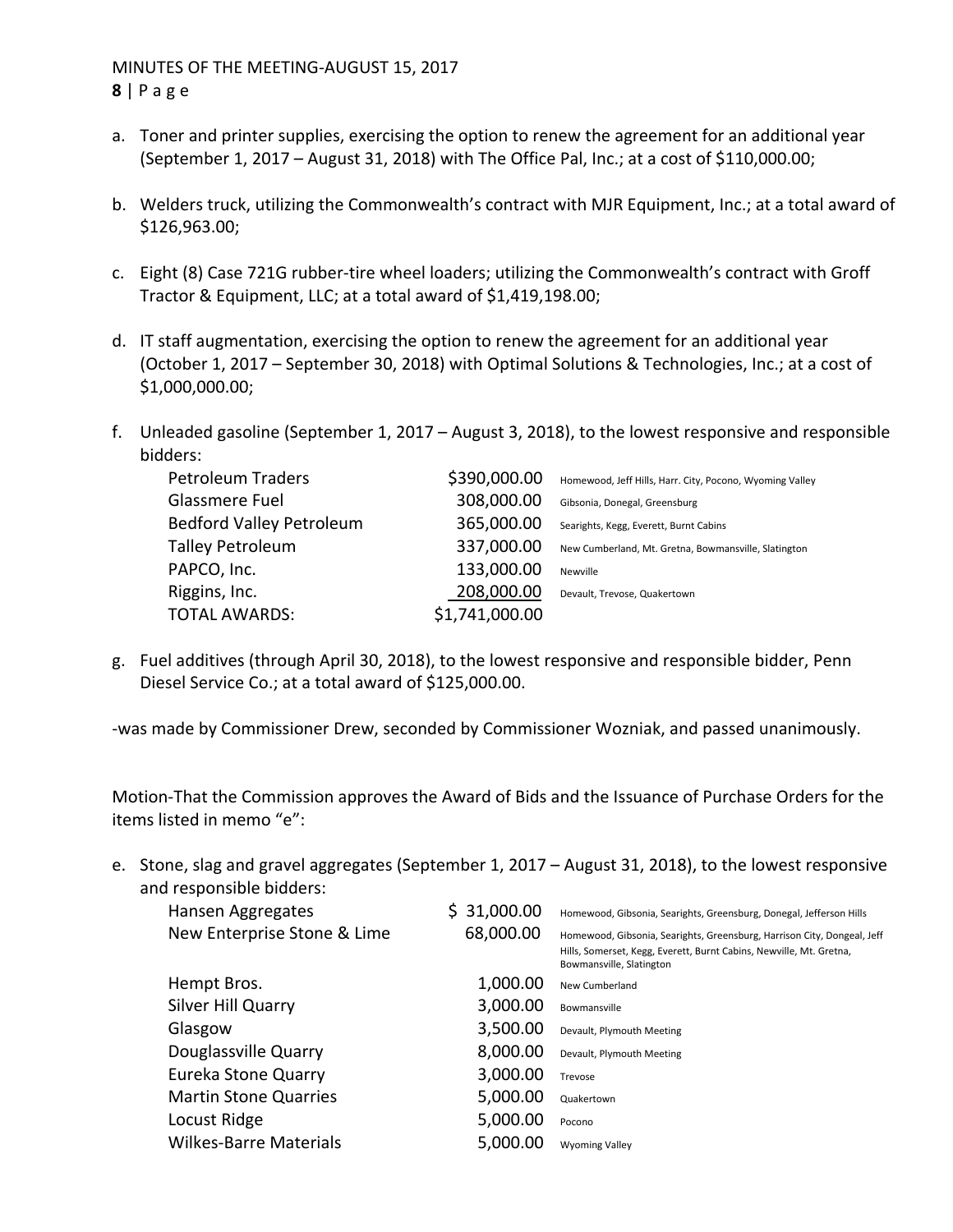a. Toner and printer supplies, exercising the option to renew the agreement for an additional year (September 1, 2017 – August 31, 2018) with The Office Pal, Inc.; at a cost of $110,000.00;

b. Welders truck, utilizing the Commonwealth's contract with MJR Equipment, Inc.; at a total award of $126,963.00;

c. Eight (8) Case 721G rubber-tire wheel loaders; utilizing the Commonwealth's contract with Groff Tractor & Equipment, LLC; at a total award of $1,419,198.00;

d. IT staff augmentation, exercising the option to renew the agreement for an additional year (October 1, 2017 – September 30, 2018) with Optimal Solutions & Technologies, Inc.; at a cost of $1,000,000.00;

f. Unleaded gasoline (September 1, 2017 – August 3, 2018), to the lowest responsive and responsible bidders:

| | | |
|---|---|---|
| Petroleum Traders | $390,000.00 | Homewood, Jeff Hills, Harr. City, Pocono, Wyoming Valley |
| Glassmere Fuel | 308,000.00 | Gibsonia, Donegal, Greensburg |
| Bedford Valley Petroleum | 365,000.00 | Searights, Kegg, Everett, Burnt Cabins |
| Talley Petroleum | 337,000.00 | New Cumberland, Mt. Gretna, Bowmansville, Slatington |
| PAPCO, Inc. | 133,000.00 | Newville |
| Riggins, Inc. | 208,000.00 | Devault, Trevose, Quakertown |
| TOTAL AWARDS: | $1,741,000.00 | |

g. Fuel additives (through April 30, 2018), to the lowest responsive and responsible bidder, Penn Diesel Service Co.; at a total award of $125,000.00.

-was made by Commissioner Drew, seconded by Commissioner Wozniak, and passed unanimously.

Motion-That the Commission approves the Award of Bids and the Issuance of Purchase Orders for the items listed in memo "e":

e. Stone, slag and gravel aggregates (September 1, 2017 – August 31, 2018), to the lowest responsive and responsible bidders:

| | | |
|---|---|---|
| Hansen Aggregates | $ 31,000.00 | Homewood, Gibsonia, Searights, Greensburg, Donegal, Jefferson Hills |
| New Enterprise Stone & Lime | 68,000.00 | Homewood, Gibsonia, Searights, Greensburg, Harrison City, Dongeal, Jeff Hills, Somerset, Kegg, Everett, Burnt Cabins, Newville, Mt. Gretna, Bowmansville, Slatington |
| Hempt Bros. | 1,000.00 | New Cumberland |
| Silver Hill Quarry | 3,000.00 | Bowmansville |
| Glasgow | 3,500.00 | Devault, Plymouth Meeting |
| Douglassville Quarry | 8,000.00 | Devault, Plymouth Meeting |
| Eureka Stone Quarry | 3,000.00 | Trevose |
| Martin Stone Quarries | 5,000.00 | Quakertown |
| Locust Ridge | 5,000.00 | Pocono |
| Wilkes-Barre Materials | 5,000.00 | Wyoming Valley |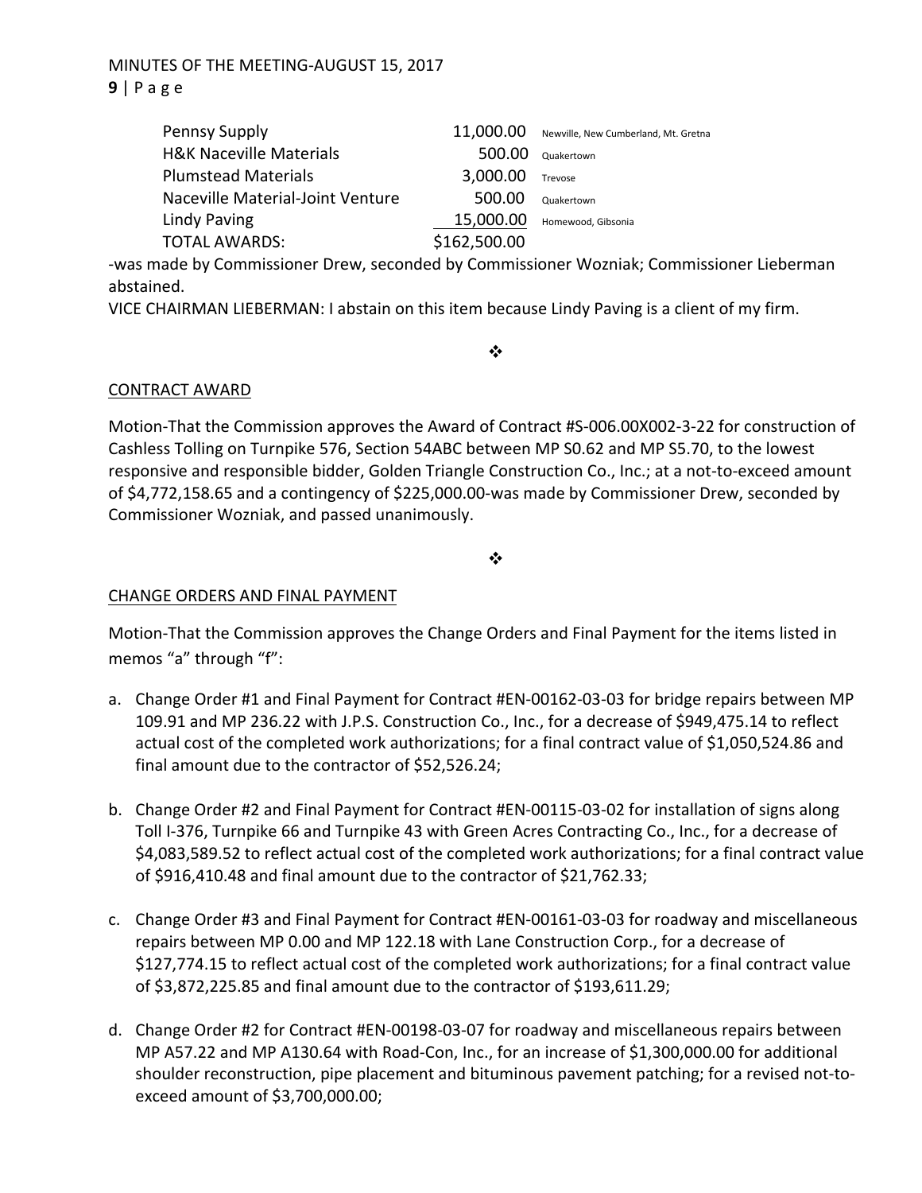| | | |
|---|---|---|
| Pennsy Supply | 11,000.00 | Newville, New Cumberland, Mt. Gretna |
| H&K Naceville Materials | 500.00 | Quakertown |
| Plumstead Materials | 3,000.00 | Trevose |
| Naceville Material-Joint Venture | 500.00 | Quakertown |
| Lindy Paving | 15,000.00 | Homewood, Gibsonia |
| TOTAL AWARDS: | $162,500.00 | |

-was made by Commissioner Drew, seconded by Commissioner Wozniak; Commissioner Lieberman abstained.

VICE CHAIRMAN LIEBERMAN: I abstain on this item because Lindy Paving is a client of my firm.

❖

CONTRACT AWARD

Motion-That the Commission approves the Award of Contract #S-006.00X002-3-22 for construction of Cashless Tolling on Turnpike 576, Section 54ABC between MP S0.62 and MP S5.70, to the lowest responsive and responsible bidder, Golden Triangle Construction Co., Inc.; at a not-to-exceed amount of $4,772,158.65 and a contingency of $225,000.00-was made by Commissioner Drew, seconded by Commissioner Wozniak, and passed unanimously.

❖

CHANGE ORDERS AND FINAL PAYMENT

Motion-That the Commission approves the Change Orders and Final Payment for the items listed in memos "a" through "f":

a. Change Order #1 and Final Payment for Contract #EN-00162-03-03 for bridge repairs between MP 109.91 and MP 236.22 with J.P.S. Construction Co., Inc., for a decrease of $949,475.14 to reflect actual cost of the completed work authorizations; for a final contract value of $1,050,524.86 and final amount due to the contractor of $52,526.24;

b. Change Order #2 and Final Payment for Contract #EN-00115-03-02 for installation of signs along Toll I-376, Turnpike 66 and Turnpike 43 with Green Acres Contracting Co., Inc., for a decrease of $4,083,589.52 to reflect actual cost of the completed work authorizations; for a final contract value of $916,410.48 and final amount due to the contractor of $21,762.33;

c. Change Order #3 and Final Payment for Contract #EN-00161-03-03 for roadway and miscellaneous repairs between MP 0.00 and MP 122.18 with Lane Construction Corp., for a decrease of $127,774.15 to reflect actual cost of the completed work authorizations; for a final contract value of $3,872,225.85 and final amount due to the contractor of $193,611.29;

d. Change Order #2 for Contract #EN-00198-03-07 for roadway and miscellaneous repairs between MP A57.22 and MP A130.64 with Road-Con, Inc., for an increase of $1,300,000.00 for additional shoulder reconstruction, pipe placement and bituminous pavement patching; for a revised not-to-exceed amount of $3,700,000.00;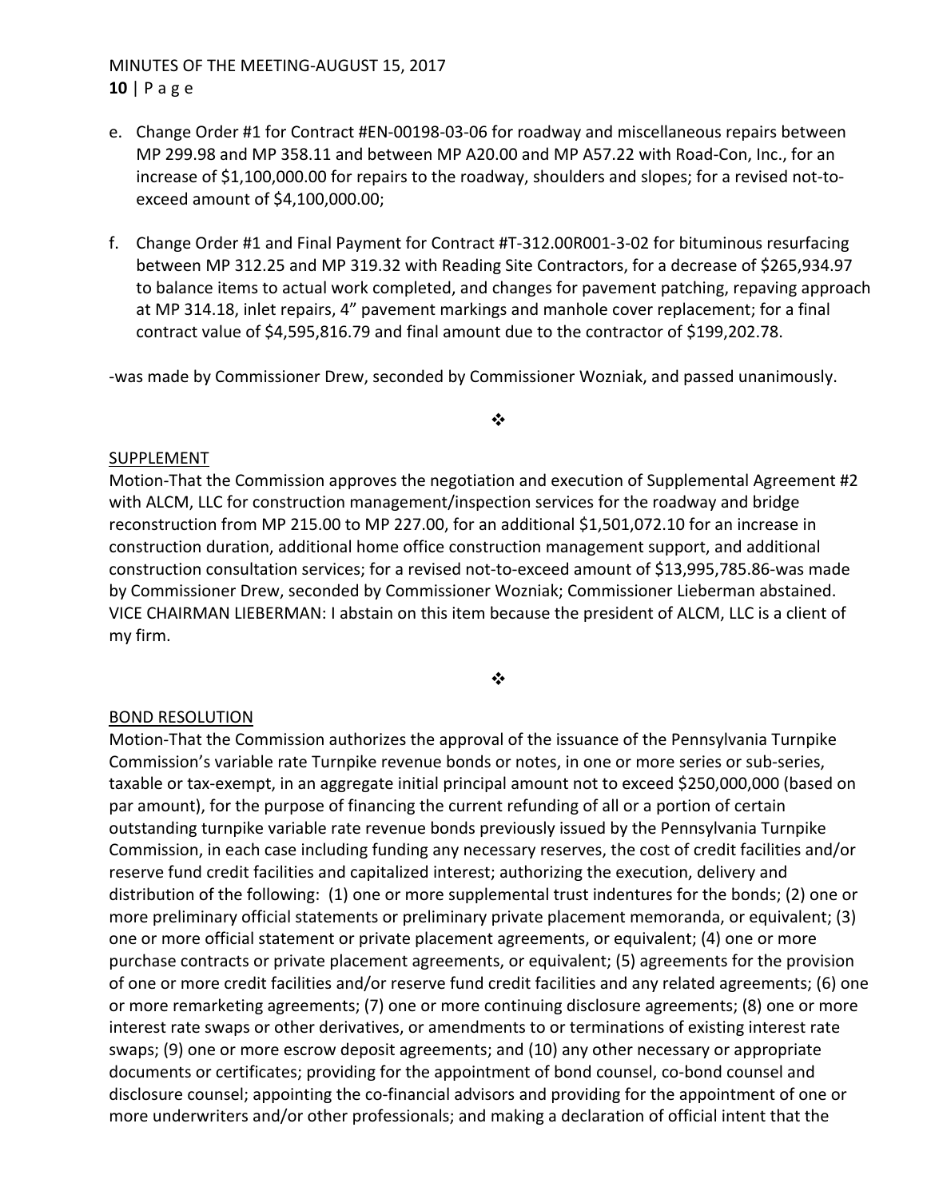e. Change Order #1 for Contract #EN-00198-03-06 for roadway and miscellaneous repairs between MP 299.98 and MP 358.11 and between MP A20.00 and MP A57.22 with Road-Con, Inc., for an increase of $1,100,000.00 for repairs to the roadway, shoulders and slopes; for a revised not-to-exceed amount of $4,100,000.00;

f. Change Order #1 and Final Payment for Contract #T-312.00R001-3-02 for bituminous resurfacing between MP 312.25 and MP 319.32 with Reading Site Contractors, for a decrease of $265,934.97 to balance items to actual work completed, and changes for pavement patching, repaving approach at MP 314.18, inlet repairs, 4" pavement markings and manhole cover replacement; for a final contract value of $4,595,816.79 and final amount due to the contractor of $199,202.78.

-was made by Commissioner Drew, seconded by Commissioner Wozniak, and passed unanimously.

❖

SUPPLEMENT

Motion-That the Commission approves the negotiation and execution of Supplemental Agreement #2 with ALCM, LLC for construction management/inspection services for the roadway and bridge reconstruction from MP 215.00 to MP 227.00, for an additional $1,501,072.10 for an increase in construction duration, additional home office construction management support, and additional construction consultation services; for a revised not-to-exceed amount of $13,995,785.86-was made by Commissioner Drew, seconded by Commissioner Wozniak; Commissioner Lieberman abstained.

VICE CHAIRMAN LIEBERMAN: I abstain on this item because the president of ALCM, LLC is a client of my firm.

❖

BOND RESOLUTION

Motion-That the Commission authorizes the approval of the issuance of the Pennsylvania Turnpike Commission's variable rate Turnpike revenue bonds or notes, in one or more series or sub-series, taxable or tax-exempt, in an aggregate initial principal amount not to exceed $250,000,000 (based on par amount), for the purpose of financing the current refunding of all or a portion of certain outstanding turnpike variable rate revenue bonds previously issued by the Pennsylvania Turnpike Commission, in each case including funding any necessary reserves, the cost of credit facilities and/or reserve fund credit facilities and capitalized interest; authorizing the execution, delivery and distribution of the following: (1) one or more supplemental trust indentures for the bonds; (2) one or more preliminary official statements or preliminary private placement memoranda, or equivalent; (3) one or more official statement or private placement agreements, or equivalent; (4) one or more purchase contracts or private placement agreements, or equivalent; (5) agreements for the provision of one or more credit facilities and/or reserve fund credit facilities and any related agreements; (6) one or more remarketing agreements; (7) one or more continuing disclosure agreements; (8) one or more interest rate swaps or other derivatives, or amendments to or terminations of existing interest rate swaps; (9) one or more escrow deposit agreements; and (10) any other necessary or appropriate documents or certificates; providing for the appointment of bond counsel, co-bond counsel and disclosure counsel; appointing the co-financial advisors and providing for the appointment of one or more underwriters and/or other professionals; and making a declaration of official intent that the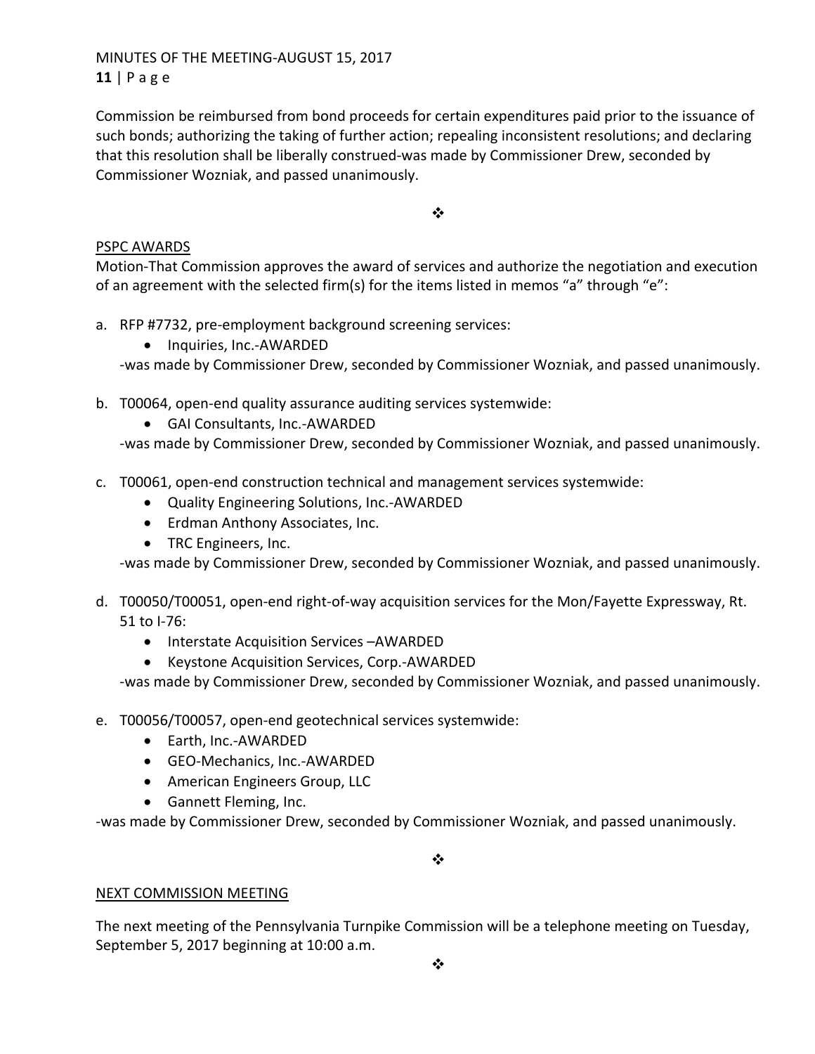Commission be reimbursed from bond proceeds for certain expenditures paid prior to the issuance of such bonds; authorizing the taking of further action; repealing inconsistent resolutions; and declaring that this resolution shall be liberally construed-was made by Commissioner Drew, seconded by Commissioner Wozniak, and passed unanimously.

❖

PSPC AWARDS

Motion-That Commission approves the award of services and authorize the negotiation and execution of an agreement with the selected firm(s) for the items listed in memos "a" through "e":

a. RFP #7732, pre-employment background screening services:
    - Inquiries, Inc.-AWARDED

   -was made by Commissioner Drew, seconded by Commissioner Wozniak, and passed unanimously.

b. T00064, open-end quality assurance auditing services systemwide:
    - GAI Consultants, Inc.-AWARDED

   -was made by Commissioner Drew, seconded by Commissioner Wozniak, and passed unanimously.

c. T00061, open-end construction technical and management services systemwide:
    - Quality Engineering Solutions, Inc.-AWARDED
    - Erdman Anthony Associates, Inc.
    - TRC Engineers, Inc.

   -was made by Commissioner Drew, seconded by Commissioner Wozniak, and passed unanimously.

d. T00050/T00051, open-end right-of-way acquisition services for the Mon/Fayette Expressway, Rt. 51 to I-76:
    - Interstate Acquisition Services –AWARDED
    - Keystone Acquisition Services, Corp.-AWARDED

   -was made by Commissioner Drew, seconded by Commissioner Wozniak, and passed unanimously.

e. T00056/T00057, open-end geotechnical services systemwide:
    - Earth, Inc.-AWARDED
    - GEO-Mechanics, Inc.-AWARDED
    - American Engineers Group, LLC
    - Gannett Fleming, Inc.

-was made by Commissioner Drew, seconded by Commissioner Wozniak, and passed unanimously.

❖

NEXT COMMISSION MEETING

The next meeting of the Pennsylvania Turnpike Commission will be a telephone meeting on Tuesday, September 5, 2017 beginning at 10:00 a.m.

❖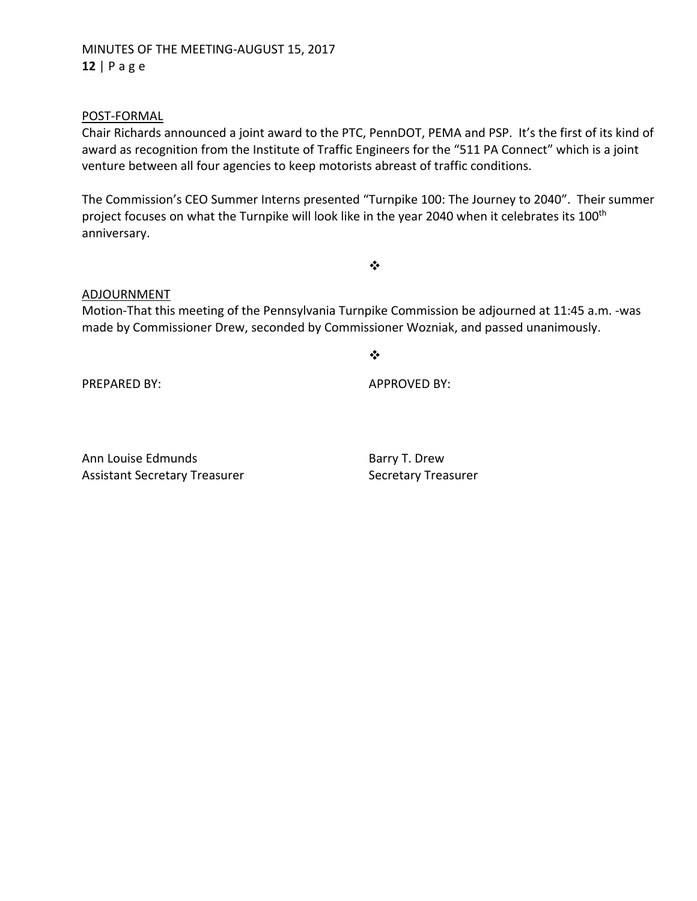POST-FORMAL

Chair Richards announced a joint award to the PTC, PennDOT, PEMA and PSP. It's the first of its kind of award as recognition from the Institute of Traffic Engineers for the "511 PA Connect" which is a joint venture between all four agencies to keep motorists abreast of traffic conditions.

The Commission's CEO Summer Interns presented "Turnpike 100: The Journey to 2040". Their summer project focuses on what the Turnpike will look like in the year 2040 when it celebrates its 100th anniversary.

❖

ADJOURNMENT

Motion-That this meeting of the Pennsylvania Turnpike Commission be adjourned at 11:45 a.m. -was made by Commissioner Drew, seconded by Commissioner Wozniak, and passed unanimously.

❖

| | |
|---|---|
| PREPARED BY: | APPROVED BY: |
| Ann Louise Edmunds<br>Assistant Secretary Treasurer | Barry T. Drew<br>Secretary Treasurer |